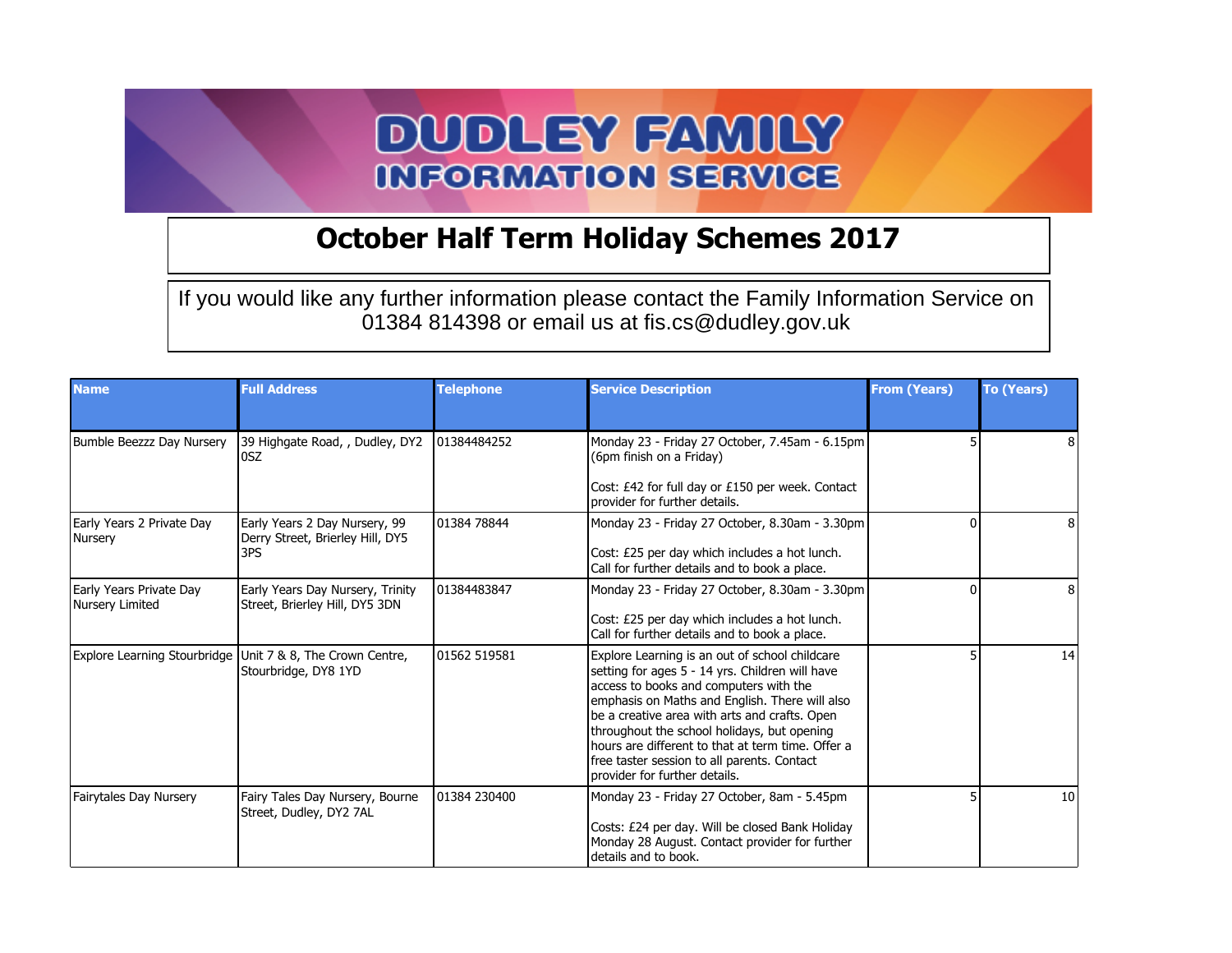# DUDLEY FAMILY INFORMATION SERVICE

## October Half Term Holiday Schemes 2017

If you would like any further information please contact the Family Information Service on 01384 814398 or email us at fis.cs@dudley.gov.uk

| Name | Full Address | Telephone | Service Description | From (Years) | To (Years) |
|---|---|---|---|---|---|
| Bumble Beezzz Day Nursery | 39 Highgate Road, , Dudley, DY2 0SZ | 01384484252 | Monday 23 - Friday 27 October, 7.45am - 6.15pm (6pm finish on a Friday)<br><br>Cost: £42 for full day or £150 per week. Contact provider for further details. | 5 | 8 |
| Early Years 2 Private Day Nursery | Early Years 2 Day Nursery, 99 Derry Street, Brierley Hill, DY5 3PS | 01384 78844 | Monday 23 - Friday 27 October, 8.30am - 3.30pm<br><br>Cost: £25 per day which includes a hot lunch. Call for further details and to book a place. | 0 | 8 |
| Early Years Private Day Nursery Limited | Early Years Day Nursery, Trinity Street, Brierley Hill, DY5 3DN | 01384483847 | Monday 23 - Friday 27 October, 8.30am - 3.30pm<br><br>Cost: £25 per day which includes a hot lunch. Call for further details and to book a place. | 0 | 8 |
| Explore Learning Stourbridge | Unit 7 & 8, The Crown Centre, Stourbridge, DY8 1YD | 01562 519581 | Explore Learning is an out of school childcare setting for ages 5 - 14 yrs. Children will have access to books and computers with the emphasis on Maths and English. There will also be a creative area with arts and crafts. Open throughout the school holidays, but opening hours are different to that at term time. Offer a free taster session to all parents. Contact provider for further details. | 5 | 14 |
| Fairytales Day Nursery | Fairy Tales Day Nursery, Bourne Street, Dudley, DY2 7AL | 01384 230400 | Monday 23 - Friday 27 October, 8am - 5.45pm<br><br>Costs: £24 per day. Will be closed Bank Holiday Monday 28 August. Contact provider for further details and to book. | 5 | 10 |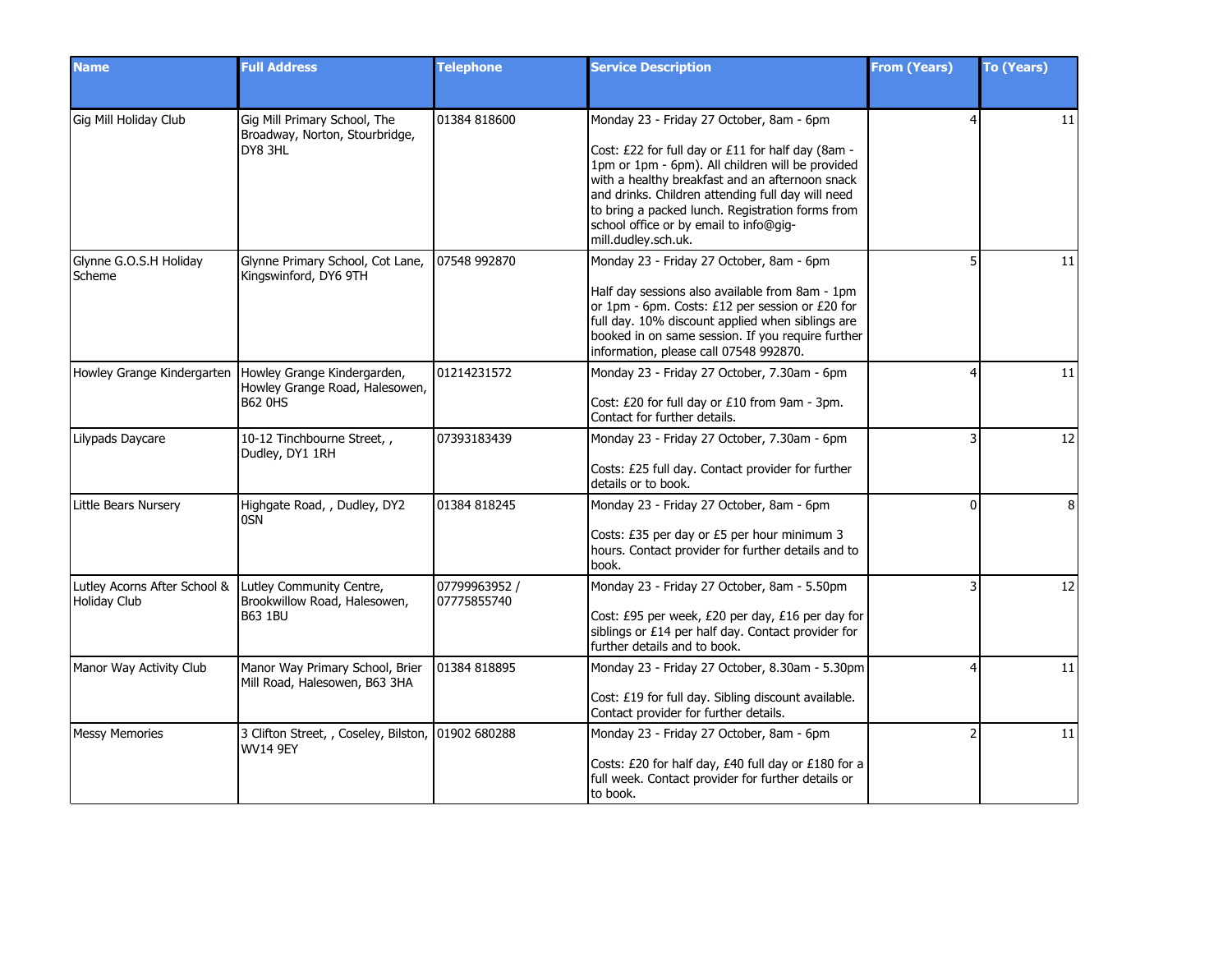| Name | Full Address | Telephone | Service Description | From (Years) | To (Years) |
|---|---|---|---|---|---|
| Gig Mill Holiday Club | Gig Mill Primary School, The Broadway, Norton, Stourbridge, DY8 3HL | 01384 818600 | Monday 23 - Friday 27 October, 8am - 6pm<br><br>Cost: £22 for full day or £11 for half day (8am - 1pm or 1pm - 6pm). All children will be provided with a healthy breakfast and an afternoon snack and drinks. Children attending full day will need to bring a packed lunch. Registration forms from school office or by email to info@gig-mill.dudley.sch.uk. | 4 | 11 |
| Glynne G.O.S.H Holiday Scheme | Glynne Primary School, Cot Lane, Kingswinford, DY6 9TH | 07548 992870 | Monday 23 - Friday 27 October, 8am - 6pm<br><br>Half day sessions also available from 8am - 1pm or 1pm - 6pm. Costs: £12 per session or £20 for full day. 10% discount applied when siblings are booked in on same session. If you require further information, please call 07548 992870. | 5 | 11 |
| Howley Grange Kindergarten | Howley Grange Kindergarden, Howley Grange Road, Halesowen, B62 0HS | 01214231572 | Monday 23 - Friday 27 October, 7.30am - 6pm<br><br>Cost: £20 for full day or £10 from 9am - 3pm. Contact for further details. | 4 | 11 |
| Lilypads Daycare | 10-12 Tinchbourne Street, , Dudley, DY1 1RH | 07393183439 | Monday 23 - Friday 27 October, 7.30am - 6pm<br><br>Costs: £25 full day. Contact provider for further details or to book. | 3 | 12 |
| Little Bears Nursery | Highgate Road, , Dudley, DY2 0SN | 01384 818245 | Monday 23 - Friday 27 October, 8am - 6pm<br><br>Costs: £35 per day or £5 per hour minimum 3 hours. Contact provider for further details and to book. | 0 | 8 |
| Lutley Acorns After School & Holiday Club | Lutley Community Centre, Brookwillow Road, Halesowen, B63 1BU | 07799963952 / 07775855740 | Monday 23 - Friday 27 October, 8am - 5.50pm<br><br>Cost: £95 per week, £20 per day, £16 per day for siblings or £14 per half day. Contact provider for further details and to book. | 3 | 12 |
| Manor Way Activity Club | Manor Way Primary School, Brier Mill Road, Halesowen, B63 3HA | 01384 818895 | Monday 23 - Friday 27 October, 8.30am - 5.30pm<br><br>Cost: £19 for full day. Sibling discount available. Contact provider for further details. | 4 | 11 |
| Messy Memories | 3 Clifton Street, , Coseley, Bilston, WV14 9EY | 01902 680288 | Monday 23 - Friday 27 October, 8am - 6pm<br><br>Costs: £20 for half day, £40 full day or £180 for a full week. Contact provider for further details or to book. | 2 | 11 |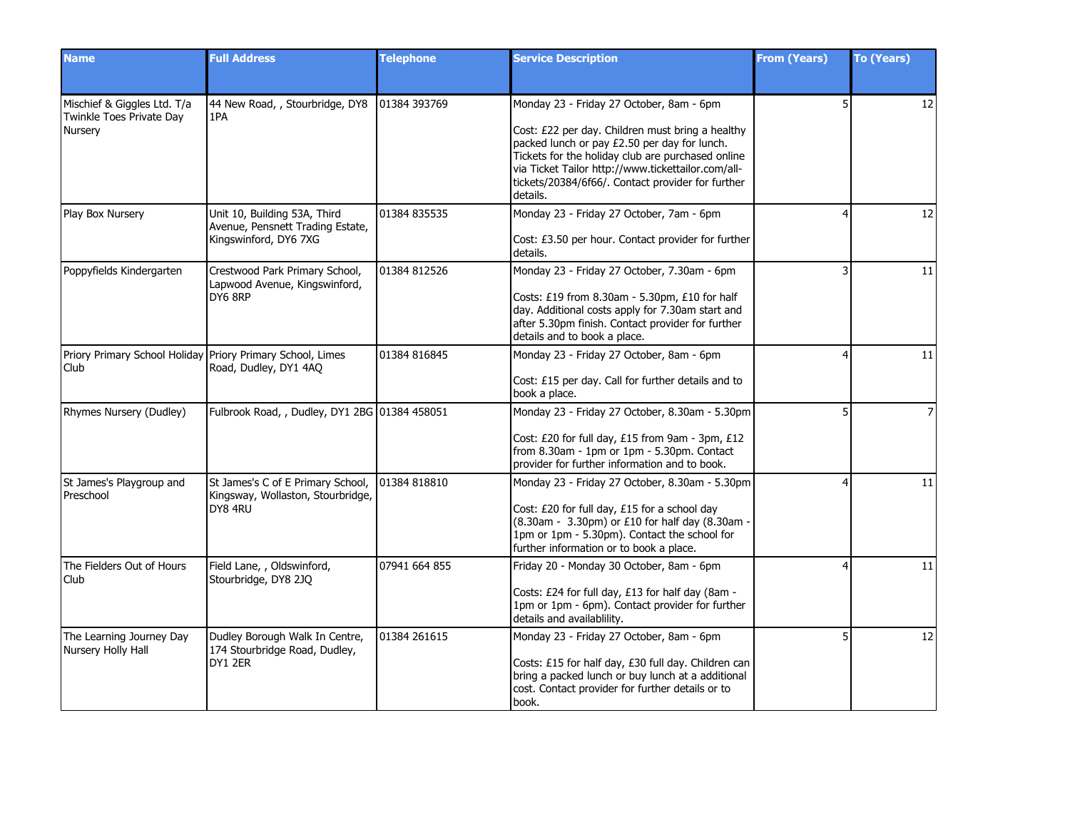| Name | Full Address | Telephone | Service Description | From (Years) | To (Years) |
|---|---|---|---|---|---|
| Mischief & Giggles Ltd. T/a Twinkle Toes Private Day Nursery | 44 New Road, , Stourbridge, DY8 1PA | 01384 393769 | Monday 23 - Friday 27 October, 8am - 6pm<br><br>Cost: £22 per day. Children must bring a healthy packed lunch or pay £2.50 per day for lunch. Tickets for the holiday club are purchased online via Ticket Tailor http://www.tickettailor.com/all-tickets/20384/6f66/. Contact provider for further details. | 5 | 12 |
| Play Box Nursery | Unit 10, Building 53A, Third Avenue, Pensnett Trading Estate, Kingswinford, DY6 7XG | 01384 835535 | Monday 23 - Friday 27 October, 7am - 6pm<br><br>Cost: £3.50 per hour. Contact provider for further details. | 4 | 12 |
| Poppyfields Kindergarten | Crestwood Park Primary School, Lapwood Avenue, Kingswinford, DY6 8RP | 01384 812526 | Monday 23 - Friday 27 October, 7.30am - 6pm<br><br>Costs: £19 from 8.30am - 5.30pm, £10 for half day. Additional costs apply for 7.30am start and after 5.30pm finish. Contact provider for further details and to book a place. | 3 | 11 |
| Priory Primary School Holiday Club | Priory Primary School, Limes Road, Dudley, DY1 4AQ | 01384 816845 | Monday 23 - Friday 27 October, 8am - 6pm<br><br>Cost: £15 per day. Call for further details and to book a place. | 4 | 11 |
| Rhymes Nursery (Dudley) | Fulbrook Road, , Dudley, DY1 2BG | 01384 458051 | Monday 23 - Friday 27 October, 8.30am - 5.30pm<br><br>Cost: £20 for full day, £15 from 9am - 3pm, £12 from 8.30am - 1pm or 1pm - 5.30pm. Contact provider for further information and to book. | 5 | 7 |
| St James's Playgroup and Preschool | St James's C of E Primary School, Kingsway, Wollaston, Stourbridge, DY8 4RU | 01384 818810 | Monday 23 - Friday 27 October, 8.30am - 5.30pm<br><br>Cost: £20 for full day, £15 for a school day (8.30am - 3.30pm) or £10 for half day (8.30am - 1pm or 1pm - 5.30pm). Contact the school for further information or to book a place. | 4 | 11 |
| The Fielders Out of Hours Club | Field Lane, , Oldswinford, Stourbridge, DY8 2JQ | 07941 664 855 | Friday 20 - Monday 30 October, 8am - 6pm<br><br>Costs: £24 for full day, £13 for half day (8am - 1pm or 1pm - 6pm). Contact provider for further details and availablility. | 4 | 11 |
| The Learning Journey Day Nursery Holly Hall | Dudley Borough Walk In Centre, 174 Stourbridge Road, Dudley, DY1 2ER | 01384 261615 | Monday 23 - Friday 27 October, 8am - 6pm<br><br>Costs: £15 for half day, £30 full day. Children can bring a packed lunch or buy lunch at a additional cost. Contact provider for further details or to book. | 5 | 12 |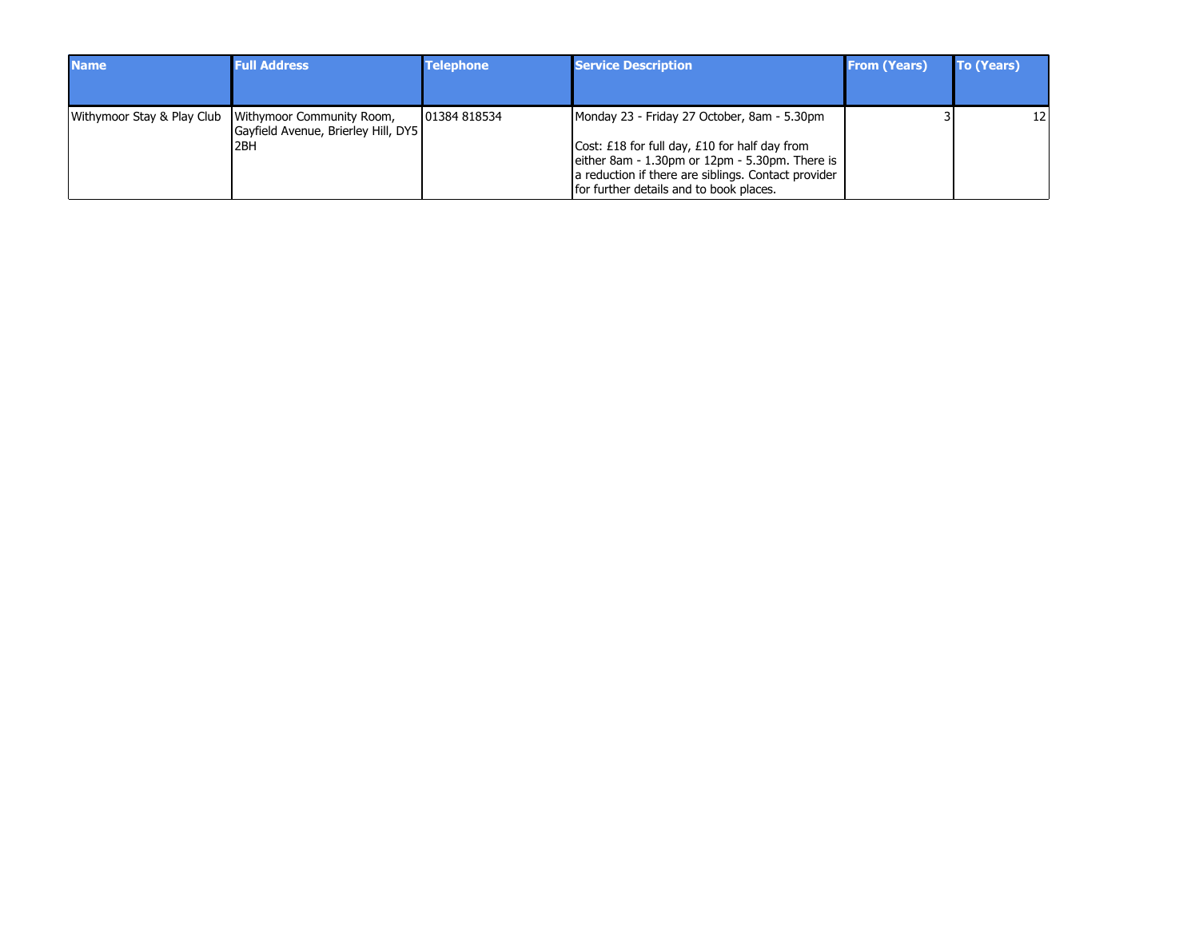| Name | Full Address | Telephone | Service Description | From (Years) | To (Years) |
|---|---|---|---|---|---|
| Withymoor Stay & Play Club | Withymoor Community Room, Gayfield Avenue, Brierley Hill, DY5 2BH | 01384 818534 | Monday 23 - Friday 27 October, 8am - 5.30pm<br><br>Cost: £18 for full day, £10 for half day from either 8am - 1.30pm or 12pm - 5.30pm. There is a reduction if there are siblings. Contact provider for further details and to book places. | 3 | 12 |